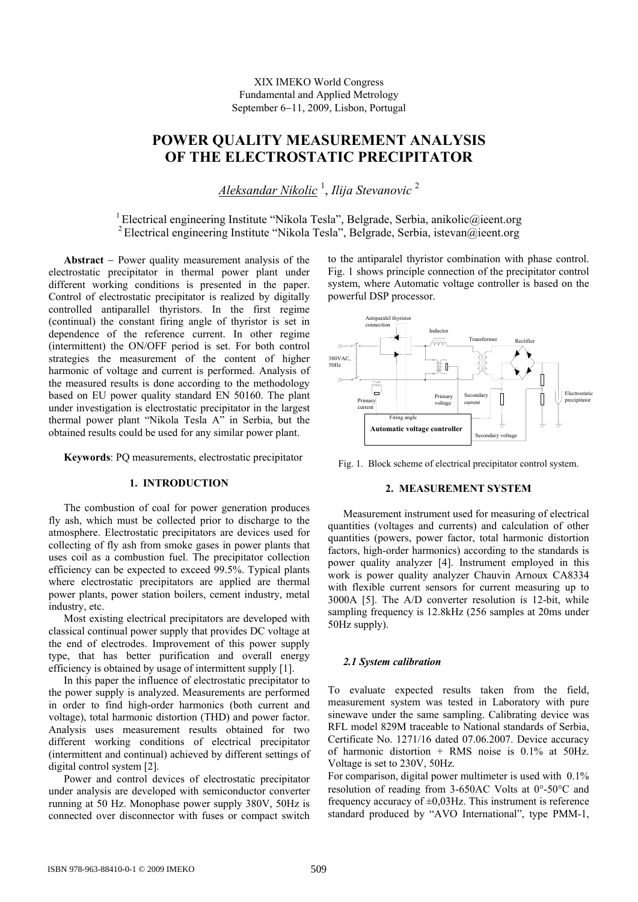XIX IMEKO World Congress
Fundamental and Applied Metrology
September 6−11, 2009, Lisbon, Portugal

# POWER QUALITY MEASUREMENT ANALYSIS OF THE ELECTROSTATIC PRECIPITATOR

*Aleksandar Nikolic* [1], *Ilija Stevanovic* [2]

[1] Electrical engineering Institute "Nikola Tesla", Belgrade, Serbia, anikolic@ieent.org
[2] Electrical engineering Institute "Nikola Tesla", Belgrade, Serbia, istevan@ieent.org

**Abstract** − Power quality measurement analysis of the electrostatic precipitator in thermal power plant under different working conditions is presented in the paper. Control of electrostatic precipitator is realized by digitally controlled antiparallel thyristors. In the first regime (continual) the constant firing angle of thyristor is set in dependence of the reference current. In other regime (intermittent) the ON/OFF period is set. For both control strategies the measurement of the content of higher harmonic of voltage and current is performed. Analysis of the measured results is done according to the methodology based on EU power quality standard EN 50160. The plant under investigation is electrostatic precipitator in the largest thermal power plant "Nikola Tesla A" in Serbia, but the obtained results could be used for any similar power plant.

**Keywords**: PQ measurements, electrostatic precipitator

## 1. INTRODUCTION

The combustion of coal for power generation produces fly ash, which must be collected prior to discharge to the atmosphere. Electrostatic precipitators are devices used for collecting of fly ash from smoke gases in power plants that uses coil as a combustion fuel. The precipitator collection efficiency can be expected to exceed 99.5%. Typical plants where electrostatic precipitators are applied are thermal power plants, power station boilers, cement industry, metal industry, etc.

Most existing electrical precipitators are developed with classical continual power supply that provides DC voltage at the end of electrodes. Improvement of this power supply type, that has better purification and overall energy efficiency is obtained by usage of intermittent supply [1].

In this paper the influence of electrostatic precipitator to the power supply is analyzed. Measurements are performed in order to find high-order harmonics (both current and voltage), total harmonic distortion (THD) and power factor. Analysis uses measurement results obtained for two different working conditions of electrical precipitator (intermittent and continual) achieved by different settings of digital control system [2].

Power and control devices of electrostatic precipitator under analysis are developed with semiconductor converter running at 50 Hz. Monophase power supply 380V, 50Hz is connected over disconnector with fuses or compact switch to the antiparalel thyristor combination with phase control. Fig. 1 shows principle connection of the precipitator control system, where Automatic voltage controller is based on the powerful DSP processor.

Fig. 1. Block scheme of electrical precipitator control system.

## 2. MEASUREMENT SYSTEM

Measurement instrument used for measuring of electrical quantities (voltages and currents) and calculation of other quantities (powers, power factor, total harmonic distortion factors, high-order harmonics) according to the standards is power quality analyzer [4]. Instrument employed in this work is power quality analyzer Chauvin Arnoux CA8334 with flexible current sensors for current measuring up to 3000A [5]. The A/D converter resolution is 12-bit, while sampling frequency is 12.8kHz (256 samples at 20ms under 50Hz supply).

### *2.1 System calibration*

To evaluate expected results taken from the field, measurement system was tested in Laboratory with pure sinewave under the same sampling. Calibrating device was RFL model 829M traceable to National standards of Serbia, Certificate No. 1271/16 dated 07.06.2007. Device accuracy of harmonic distortion + RMS noise is 0.1% at 50Hz. Voltage is set to 230V, 50Hz.

For comparison, digital power multimeter is used with 0.1% resolution of reading from 3-650AC Volts at 0°-50°C and frequency accuracy of ±0,03Hz. This instrument is reference standard produced by "AVO International", type PMM-1,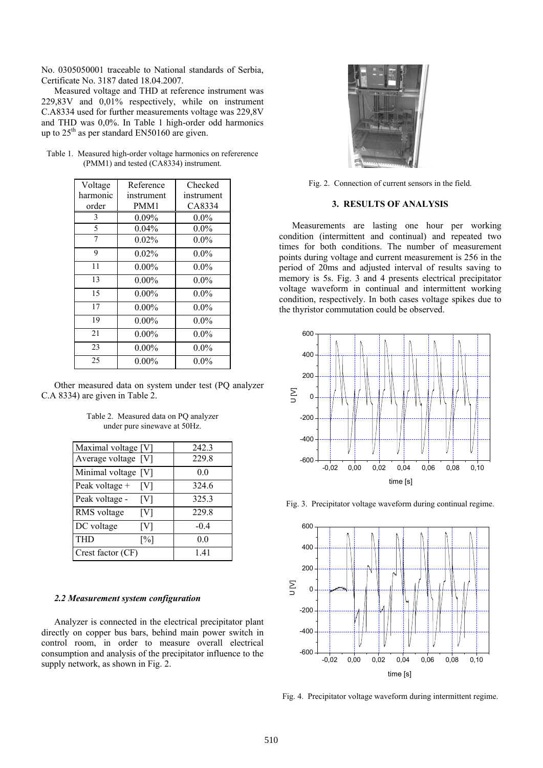No. 0305050001 traceable to National standards of Serbia, Certificate No. 3187 dated 18.04.2007.

Measured voltage and THD at reference instrument was 229,83V and 0,01% respectively, while on instrument C.A8334 used for further measurements voltage was 229,8V and THD was 0,0%. In Table 1 high-order odd harmonics up to 25[th] as per standard EN50160 are given.

Table 1. Measured high-order voltage harmonics on refererence (PMM1) and tested (CA8334) instrument.

| Voltage harmonic order | Reference instrument PMM1 | Checked instrument CA8334 |
|---|---|---|
| 3 | 0.09% | 0.0% |
| 5 | 0.04% | 0.0% |
| 7 | 0.02% | 0.0% |
| 9 | 0.02% | 0.0% |
| 11 | 0.00% | 0.0% |
| 13 | 0.00% | 0.0% |
| 15 | 0.00% | 0.0% |
| 17 | 0.00% | 0.0% |
| 19 | 0.00% | 0.0% |
| 21 | 0.00% | 0.0% |
| 23 | 0.00% | 0.0% |
| 25 | 0.00% | 0.0% |

Other measured data on system under test (PQ analyzer C.A 8334) are given in Table 2.

Table 2. Measured data on PQ analyzer under pure sinewave at 50Hz.

| | |
|---|---|
| Maximal voltage [V] | 242.3 |
| Average voltage [V] | 229.8 |
| Minimal voltage [V] | 0.0 |
| Peak voltage + [V] | 324.6 |
| Peak voltage - [V] | 325.3 |
| RMS voltage [V] | 229.8 |
| DC voltage [V] | -0.4 |
| THD [%] | 0.0 |
| Crest factor (CF) | 1.41 |

### *2.2 Measurement system configuration*

Analyzer is connected in the electrical precipitator plant directly on copper bus bars, behind main power switch in control room, in order to measure overall electrical consumption and analysis of the precipitator influence to the supply network, as shown in Fig. 2.

Fig. 2. Connection of current sensors in the field.

## 3. RESULTS OF ANALYSIS

Measurements are lasting one hour per working condition (intermittent and continual) and repeated two times for both conditions. The number of measurement points during voltage and current measurement is 256 in the period of 20ms and adjusted interval of results saving to memory is 5s. Fig. 3 and 4 presents electrical precipitator voltage waveform in continual and intermittent working condition, respectively. In both cases voltage spikes due to the thyristor commutation could be observed.

Fig. 3. Precipitator voltage waveform during continual regime.

Fig. 4. Precipitator voltage waveform during intermittent regime.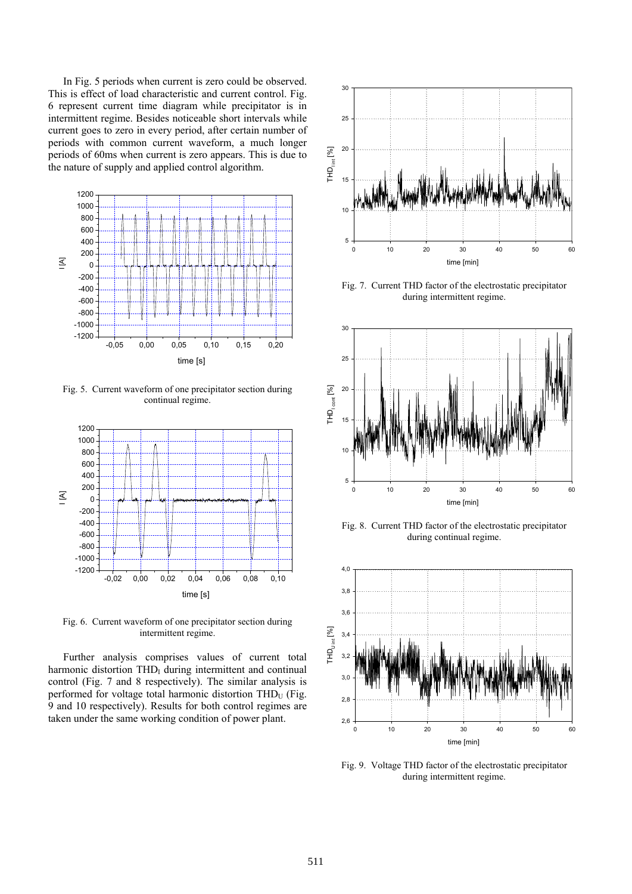In Fig. 5 periods when current is zero could be observed. This is effect of load characteristic and current control. Fig. 6 represent current time diagram while precipitator is in intermittent regime. Besides noticeable short intervals while current goes to zero in every period, after certain number of periods with common current waveform, a much longer periods of 60ms when current is zero appears. This is due to the nature of supply and applied control algorithm.

Fig. 5. Current waveform of one precipitator section during continual regime.

Fig. 6. Current waveform of one precipitator section during intermittent regime.

Further analysis comprises values of current total harmonic distortion $THD_I$ during intermittent and continual control (Fig. 7 and 8 respectively). The similar analysis is performed for voltage total harmonic distortion $THD_U$ (Fig. 9 and 10 respectively). Results for both control regimes are taken under the same working condition of power plant.

Fig. 7. Current THD factor of the electrostatic precipitator during intermittent regime.

Fig. 8. Current THD factor of the electrostatic precipitator during continual regime.

Fig. 9. Voltage THD factor of the electrostatic precipitator during intermittent regime.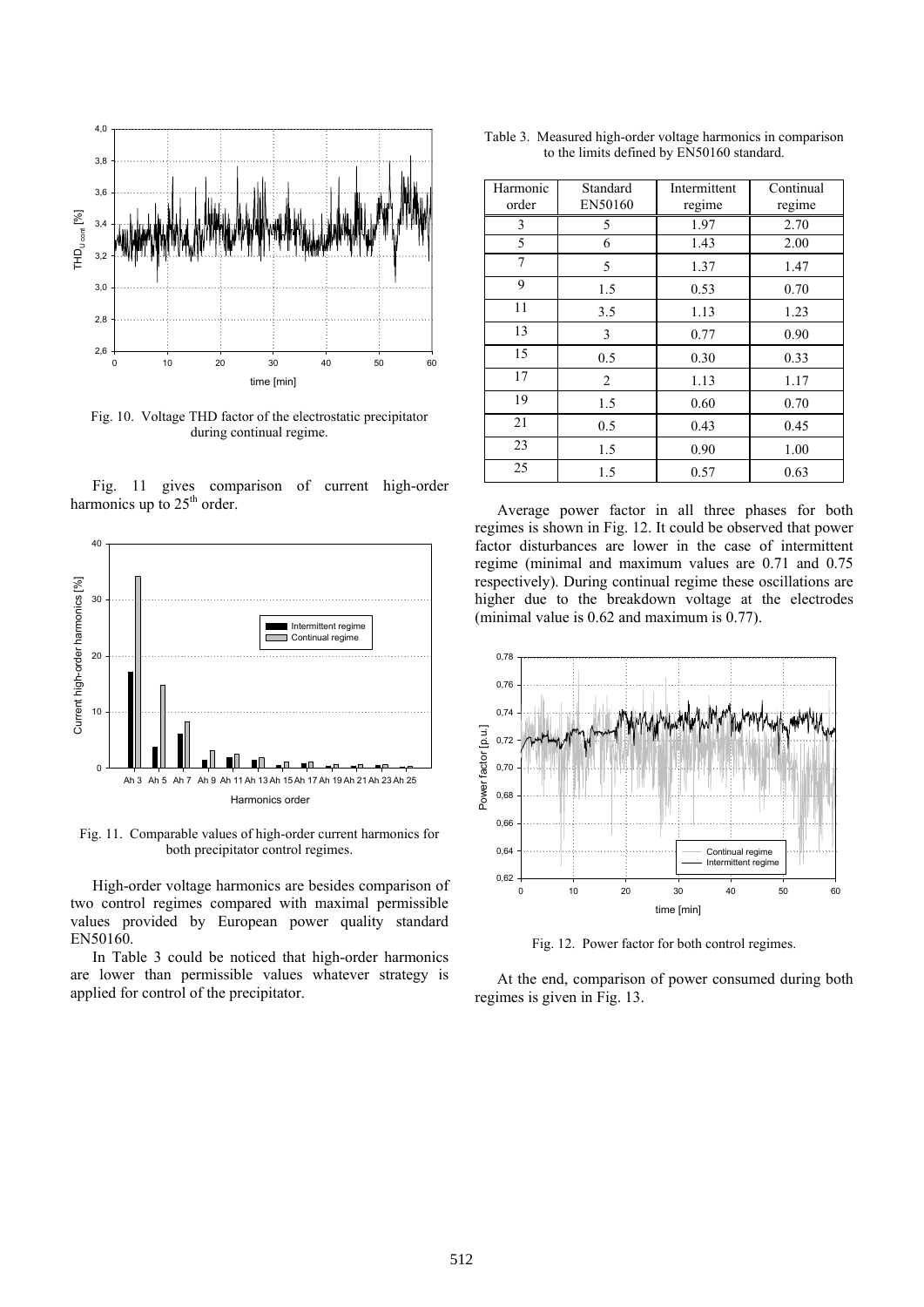Fig. 10. Voltage THD factor of the electrostatic precipitator during continual regime.

Fig. 11 gives comparison of current high-order harmonics up to 25[th] order.

Fig. 11. Comparable values of high-order current harmonics for both precipitator control regimes.

High-order voltage harmonics are besides comparison of two control regimes compared with maximal permissible values provided by European power quality standard EN50160.

In Table 3 could be noticed that high-order harmonics are lower than permissible values whatever strategy is applied for control of the precipitator.

Table 3. Measured high-order voltage harmonics in comparison to the limits defined by EN50160 standard.

| Harmonic order | Standard EN50160 | Intermittent regime | Continual regime |
|---|---|---|---|
| 3 | 5 | 1.97 | 2.70 |
| 5 | 6 | 1.43 | 2.00 |
| 7 | 5 | 1.37 | 1.47 |
| 9 | 1.5 | 0.53 | 0.70 |
| 11 | 3.5 | 1.13 | 1.23 |
| 13 | 3 | 0.77 | 0.90 |
| 15 | 0.5 | 0.30 | 0.33 |
| 17 | 2 | 1.13 | 1.17 |
| 19 | 1.5 | 0.60 | 0.70 |
| 21 | 0.5 | 0.43 | 0.45 |
| 23 | 1.5 | 0.90 | 1.00 |
| 25 | 1.5 | 0.57 | 0.63 |

Average power factor in all three phases for both regimes is shown in Fig. 12. It could be observed that power factor disturbances are lower in the case of intermittent regime (minimal and maximum values are 0.71 and 0.75 respectively). During continual regime these oscillations are higher due to the breakdown voltage at the electrodes (minimal value is 0.62 and maximum is 0.77).

Fig. 12. Power factor for both control regimes.

At the end, comparison of power consumed during both regimes is given in Fig. 13.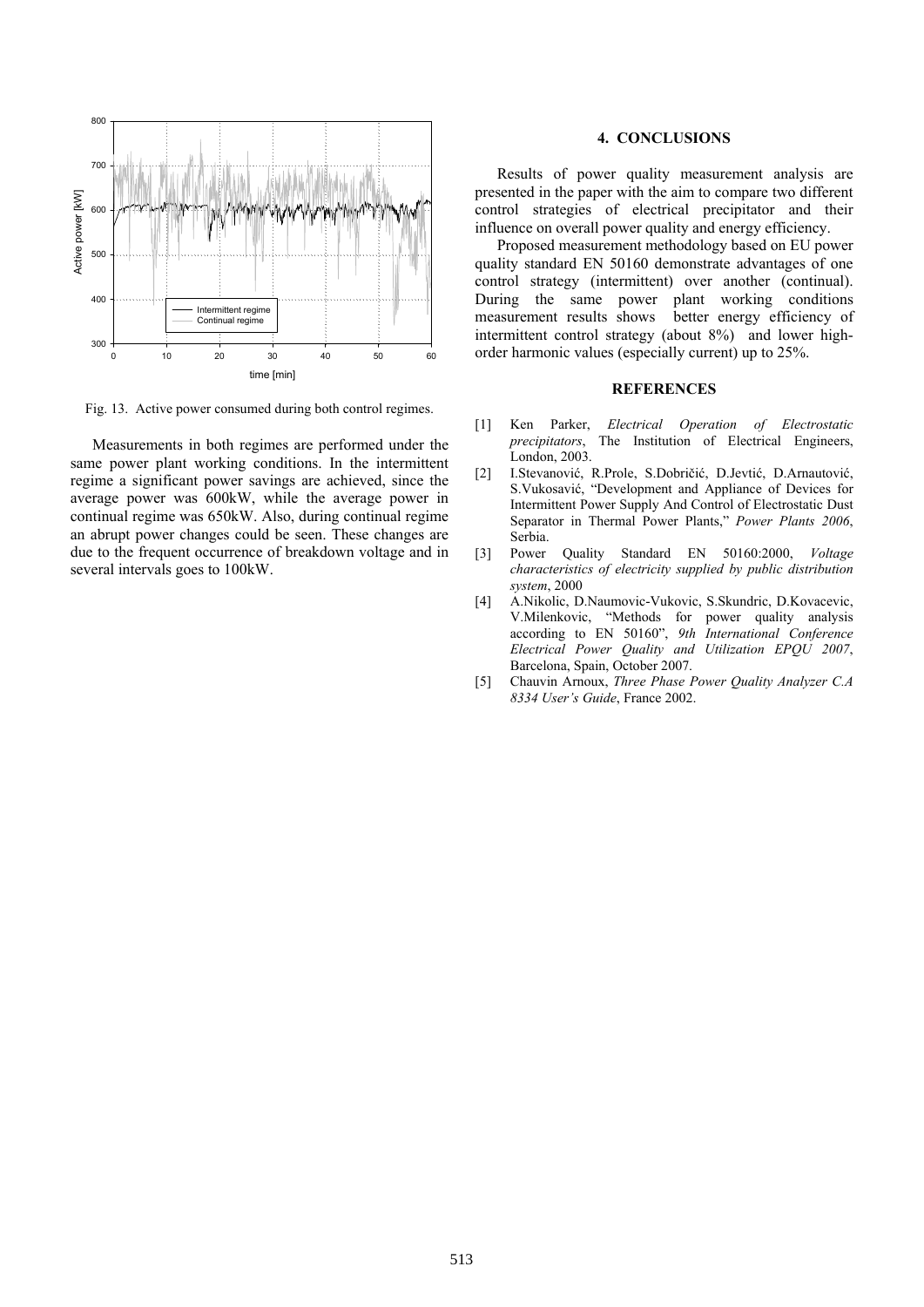800

700

600

500

400

300

Active power [kW]

0 10 20 30 40 50 60

time [min]

Intermittent regime

Continual regime

Fig. 13. Active power consumed during both control regimes.

Measurements in both regimes are performed under the same power plant working conditions. In the intermittent regime a significant power savings are achieved, since the average power was 600kW, while the average power in continual regime was 650kW. Also, during continual regime an abrupt power changes could be seen. These changes are due to the frequent occurrence of breakdown voltage and in several intervals goes to 100kW.

## 4. CONCLUSIONS

Results of power quality measurement analysis are presented in the paper with the aim to compare two different control strategies of electrical precipitator and their influence on overall power quality and energy efficiency.

Proposed measurement methodology based on EU power quality standard EN 50160 demonstrate advantages of one control strategy (intermittent) over another (continual). During the same power plant working conditions measurement results shows better energy efficiency of intermittent control strategy (about 8%) and lower high-order harmonic values (especially current) up to 25%.

## REFERENCES

[1] Ken Parker, *Electrical Operation of Electrostatic precipitators*, The Institution of Electrical Engineers, London, 2003.

[2] I.Stevanović, R.Prole, S.Dobričić, D.Jevtić, D.Arnautović, S.Vukosavić, "Development and Appliance of Devices for Intermittent Power Supply And Control of Electrostatic Dust Separator in Thermal Power Plants," *Power Plants 2006*, Serbia.

[3] Power Quality Standard EN 50160:2000, *Voltage characteristics of electricity supplied by public distribution system*, 2000

[4] A.Nikolic, D.Naumovic-Vukovic, S.Skundric, D.Kovacevic, V.Milenkovic, "Methods for power quality analysis according to EN 50160", *9th International Conference Electrical Power Quality and Utilization EPQU 2007*, Barcelona, Spain, October 2007.

[5] Chauvin Arnoux, *Three Phase Power Quality Analyzer C.A 8334 User's Guide*, France 2002.